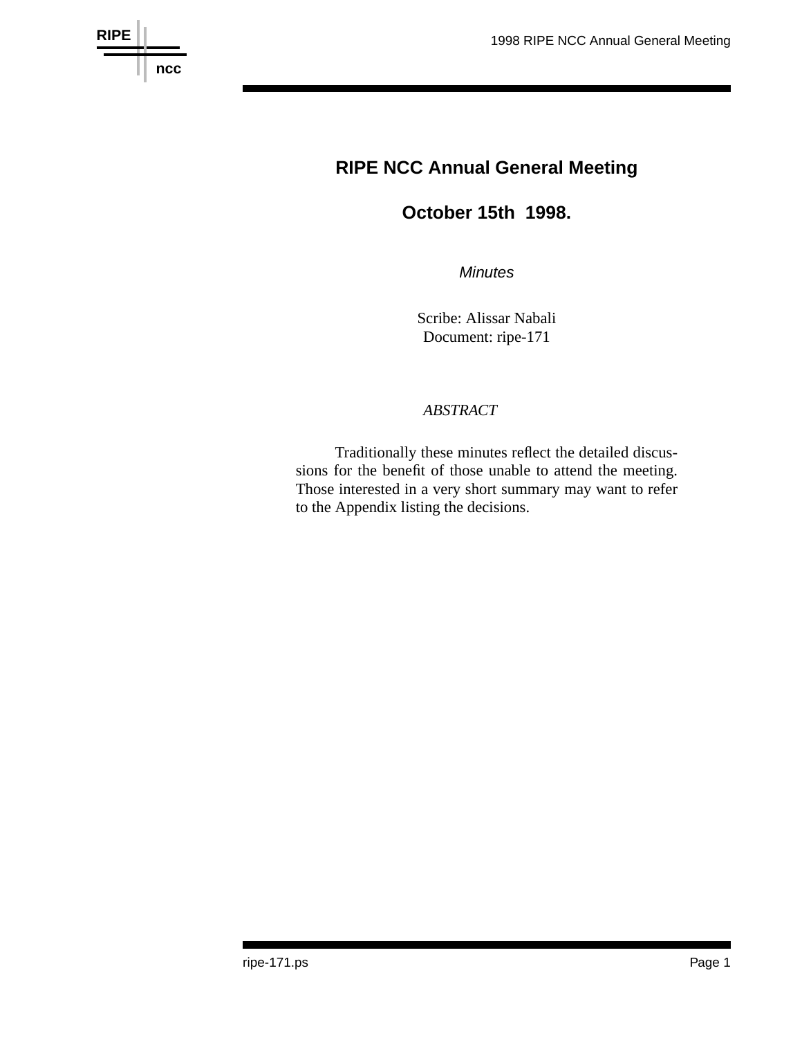# RIPE NCC Annual General Meeting

## October 15th 1998.

*Minutes*

Scribe: Alissar Nabali
Document: ripe-171

*ABSTRACT*

Traditionally these minutes reflect the detailed discussions for the benefit of those unable to attend the meeting. Those interested in a very short summary may want to refer to the Appendix listing the decisions.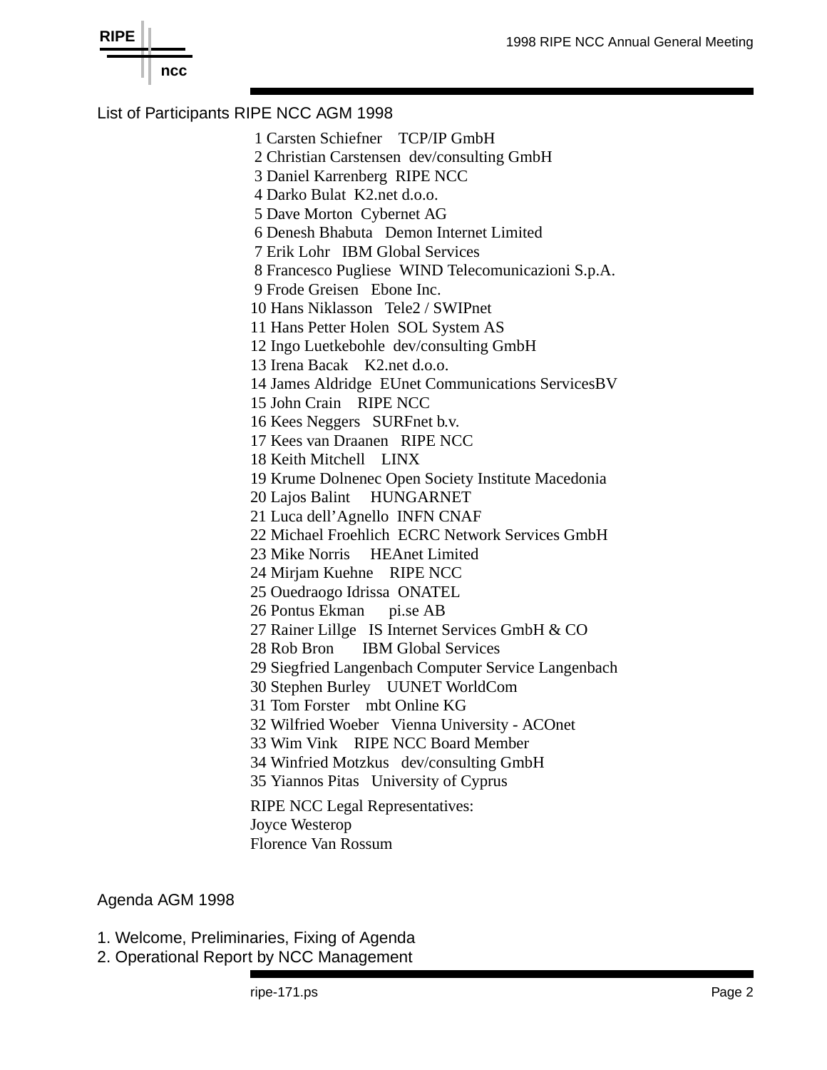List of Participants RIPE NCC AGM 1998

1 Carsten Schiefner TCP/IP GmbH
2 Christian Carstensen dev/consulting GmbH
3 Daniel Karrenberg RIPE NCC
4 Darko Bulat K2.net d.o.o.
5 Dave Morton Cybernet AG
6 Denesh Bhabuta Demon Internet Limited
7 Erik Lohr IBM Global Services
8 Francesco Pugliese WIND Telecomunicazioni S.p.A.
9 Frode Greisen Ebone Inc.
10 Hans Niklasson Tele2 / SWIPnet
11 Hans Petter Holen SOL System AS
12 Ingo Luetkebohle dev/consulting GmbH
13 Irena Bacak K2.net d.o.o.
14 James Aldridge EUnet Communications ServicesBV
15 John Crain RIPE NCC
16 Kees Neggers SURFnet b.v.
17 Kees van Draanen RIPE NCC
18 Keith Mitchell LINX
19 Krume Dolnenec Open Society Institute Macedonia
20 Lajos Balint HUNGARNET
21 Luca dell'Agnello INFN CNAF
22 Michael Froehlich ECRC Network Services GmbH
23 Mike Norris HEAnet Limited
24 Mirjam Kuehne RIPE NCC
25 Ouedraogo Idrissa ONATEL
26 Pontus Ekman pi.se AB
27 Rainer Lillge IS Internet Services GmbH & CO
28 Rob Bron IBM Global Services
29 Siegfried Langenbach Computer Service Langenbach
30 Stephen Burley UUNET WorldCom
31 Tom Forster mbt Online KG
32 Wilfried Woeber Vienna University - ACOnet
33 Wim Vink RIPE NCC Board Member
34 Winfried Motzkus dev/consulting GmbH
35 Yiannos Pitas University of Cyprus

RIPE NCC Legal Representatives:
Joyce Westerop
Florence Van Rossum

Agenda AGM 1998

1. Welcome, Preliminaries, Fixing of Agenda
2. Operational Report by NCC Management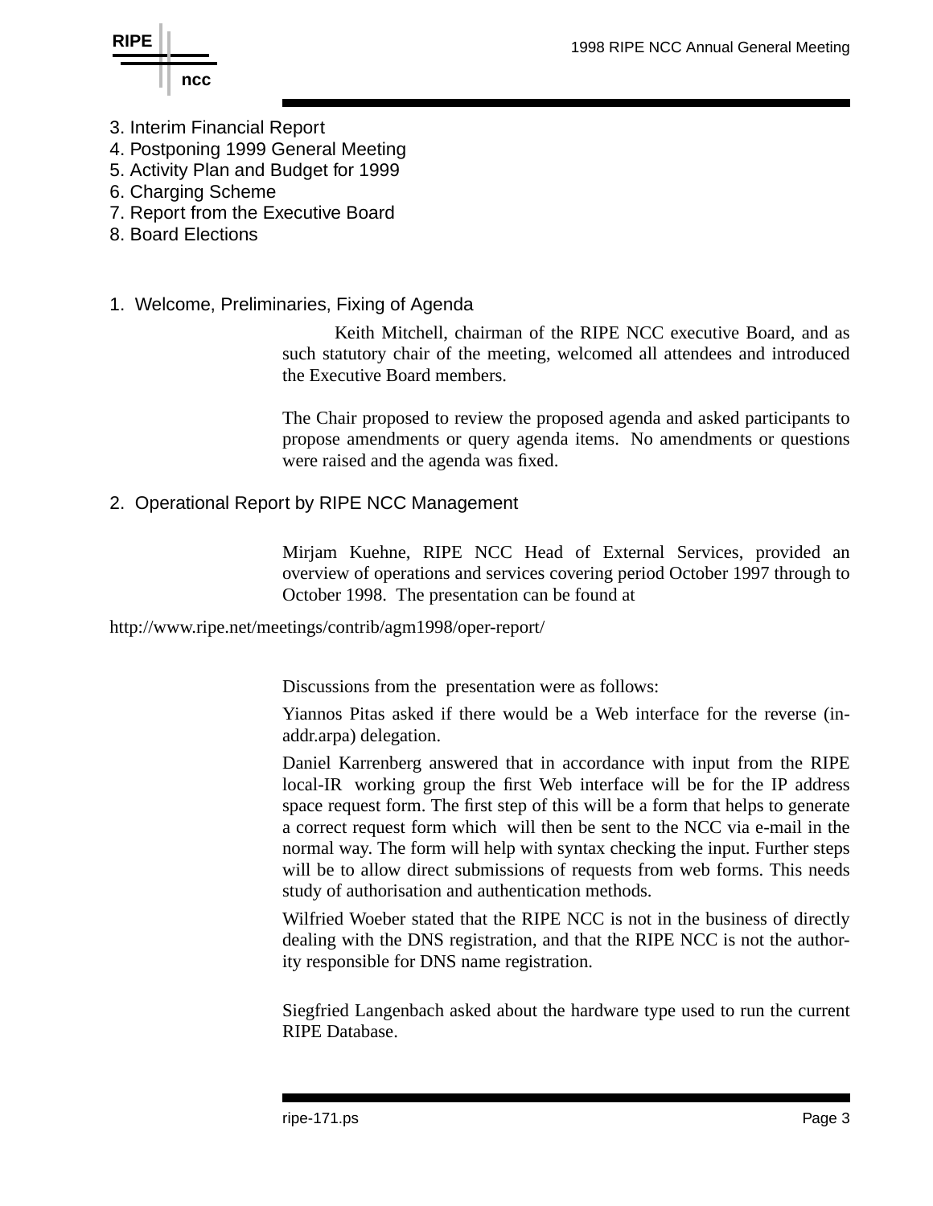3. Interim Financial Report
4. Postponing 1999 General Meeting
5. Activity Plan and Budget for 1999
6. Charging Scheme
7. Report from the Executive Board
8. Board Elections

## 1. Welcome, Preliminaries, Fixing of Agenda

Keith Mitchell, chairman of the RIPE NCC executive Board, and as such statutory chair of the meeting, welcomed all attendees and introduced the Executive Board members.

The Chair proposed to review the proposed agenda and asked participants to propose amendments or query agenda items. No amendments or questions were raised and the agenda was fixed.

## 2. Operational Report by RIPE NCC Management

Mirjam Kuehne, RIPE NCC Head of External Services, provided an overview of operations and services covering period October 1997 through to October 1998. The presentation can be found at

http://www.ripe.net/meetings/contrib/agm1998/oper-report/

Discussions from the presentation were as follows:

Yiannos Pitas asked if there would be a Web interface for the reverse (in-addr.arpa) delegation.

Daniel Karrenberg answered that in accordance with input from the RIPE local-IR working group the first Web interface will be for the IP address space request form. The first step of this will be a form that helps to generate a correct request form which will then be sent to the NCC via e-mail in the normal way. The form will help with syntax checking the input. Further steps will be to allow direct submissions of requests from web forms. This needs study of authorisation and authentication methods.

Wilfried Woeber stated that the RIPE NCC is not in the business of directly dealing with the DNS registration, and that the RIPE NCC is not the authority responsible for DNS name registration.

Siegfried Langenbach asked about the hardware type used to run the current RIPE Database.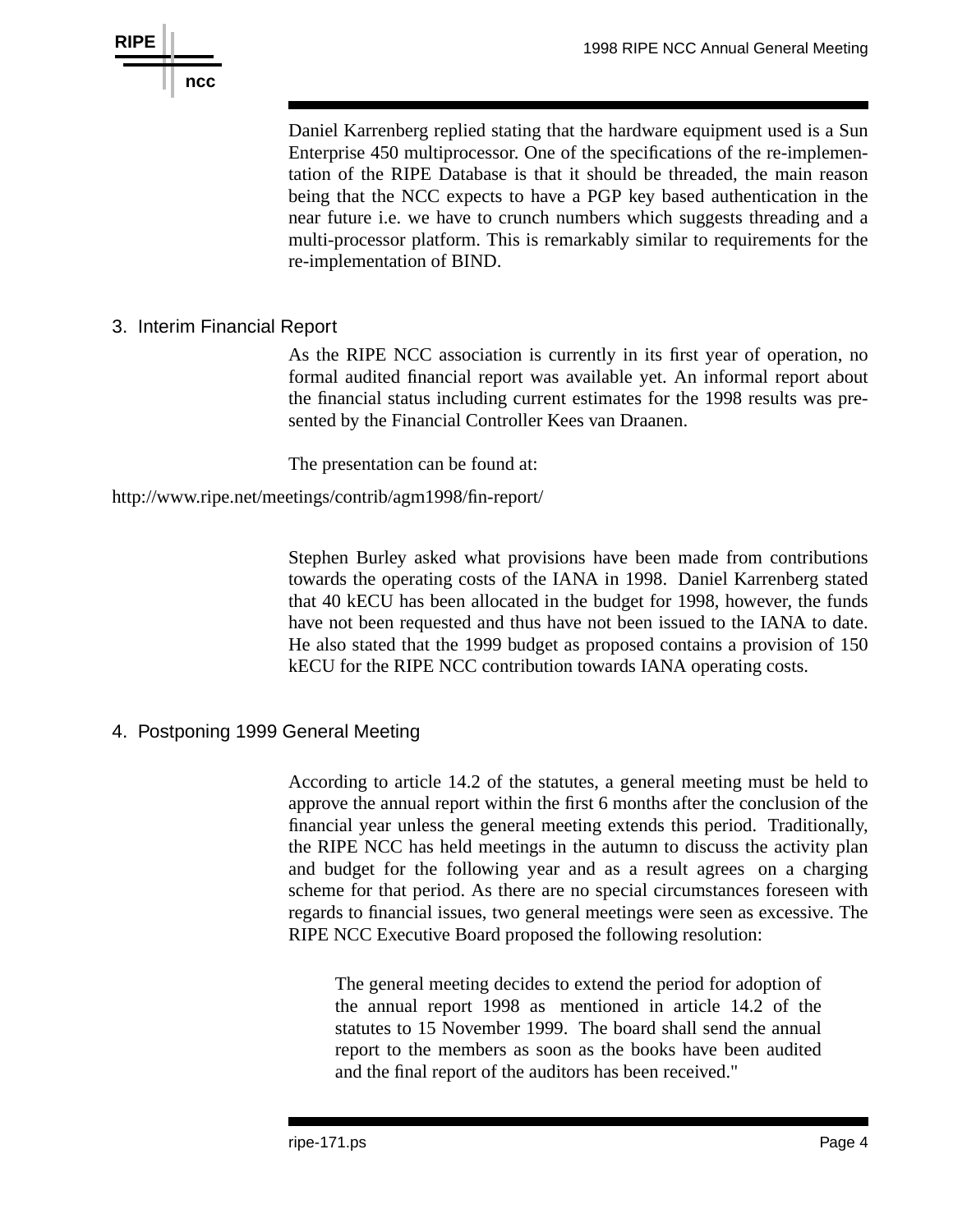Daniel Karrenberg replied stating that the hardware equipment used is a Sun Enterprise 450 multiprocessor. One of the specifications of the re-implementation of the RIPE Database is that it should be threaded, the main reason being that the NCC expects to have a PGP key based authentication in the near future i.e. we have to crunch numbers which suggests threading and a multi-processor platform. This is remarkably similar to requirements for the re-implementation of BIND.

## 3. Interim Financial Report

As the RIPE NCC association is currently in its first year of operation, no formal audited financial report was available yet. An informal report about the financial status including current estimates for the 1998 results was presented by the Financial Controller Kees van Draanen.

The presentation can be found at:

http://www.ripe.net/meetings/contrib/agm1998/fin-report/

Stephen Burley asked what provisions have been made from contributions towards the operating costs of the IANA in 1998. Daniel Karrenberg stated that 40 kECU has been allocated in the budget for 1998, however, the funds have not been requested and thus have not been issued to the IANA to date. He also stated that the 1999 budget as proposed contains a provision of 150 kECU for the RIPE NCC contribution towards IANA operating costs.

## 4. Postponing 1999 General Meeting

According to article 14.2 of the statutes, a general meeting must be held to approve the annual report within the first 6 months after the conclusion of the financial year unless the general meeting extends this period. Traditionally, the RIPE NCC has held meetings in the autumn to discuss the activity plan and budget for the following year and as a result agrees on a charging scheme for that period. As there are no special circumstances foreseen with regards to financial issues, two general meetings were seen as excessive. The RIPE NCC Executive Board proposed the following resolution:

> The general meeting decides to extend the period for adoption of the annual report 1998 as mentioned in article 14.2 of the statutes to 15 November 1999. The board shall send the annual report to the members as soon as the books have been audited and the final report of the auditors has been received."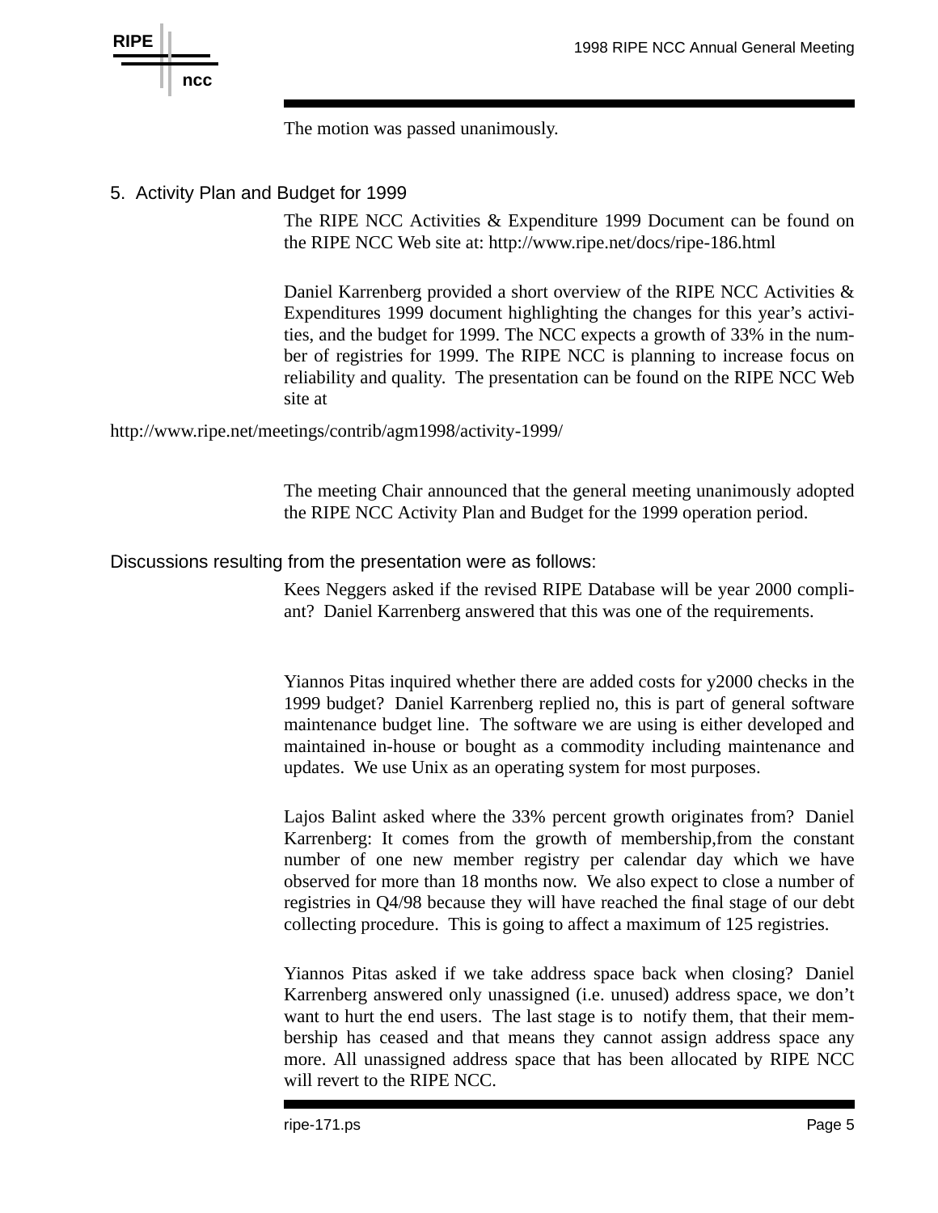The motion was passed unanimously.

## 5. Activity Plan and Budget for 1999

The RIPE NCC Activities & Expenditure 1999 Document can be found on the RIPE NCC Web site at: http://www.ripe.net/docs/ripe-186.html

Daniel Karrenberg provided a short overview of the RIPE NCC Activities & Expenditures 1999 document highlighting the changes for this year's activities, and the budget for 1999. The NCC expects a growth of 33% in the number of registries for 1999. The RIPE NCC is planning to increase focus on reliability and quality. The presentation can be found on the RIPE NCC Web site at

http://www.ripe.net/meetings/contrib/agm1998/activity-1999/

The meeting Chair announced that the general meeting unanimously adopted the RIPE NCC Activity Plan and Budget for the 1999 operation period.

### Discussions resulting from the presentation were as follows:

Kees Neggers asked if the revised RIPE Database will be year 2000 compliant? Daniel Karrenberg answered that this was one of the requirements.

Yiannos Pitas inquired whether there are added costs for y2000 checks in the 1999 budget? Daniel Karrenberg replied no, this is part of general software maintenance budget line. The software we are using is either developed and maintained in-house or bought as a commodity including maintenance and updates. We use Unix as an operating system for most purposes.

Lajos Balint asked where the 33% percent growth originates from? Daniel Karrenberg: It comes from the growth of membership,from the constant number of one new member registry per calendar day which we have observed for more than 18 months now. We also expect to close a number of registries in Q4/98 because they will have reached the final stage of our debt collecting procedure. This is going to affect a maximum of 125 registries.

Yiannos Pitas asked if we take address space back when closing? Daniel Karrenberg answered only unassigned (i.e. unused) address space, we don't want to hurt the end users. The last stage is to notify them, that their membership has ceased and that means they cannot assign address space any more. All unassigned address space that has been allocated by RIPE NCC will revert to the RIPE NCC.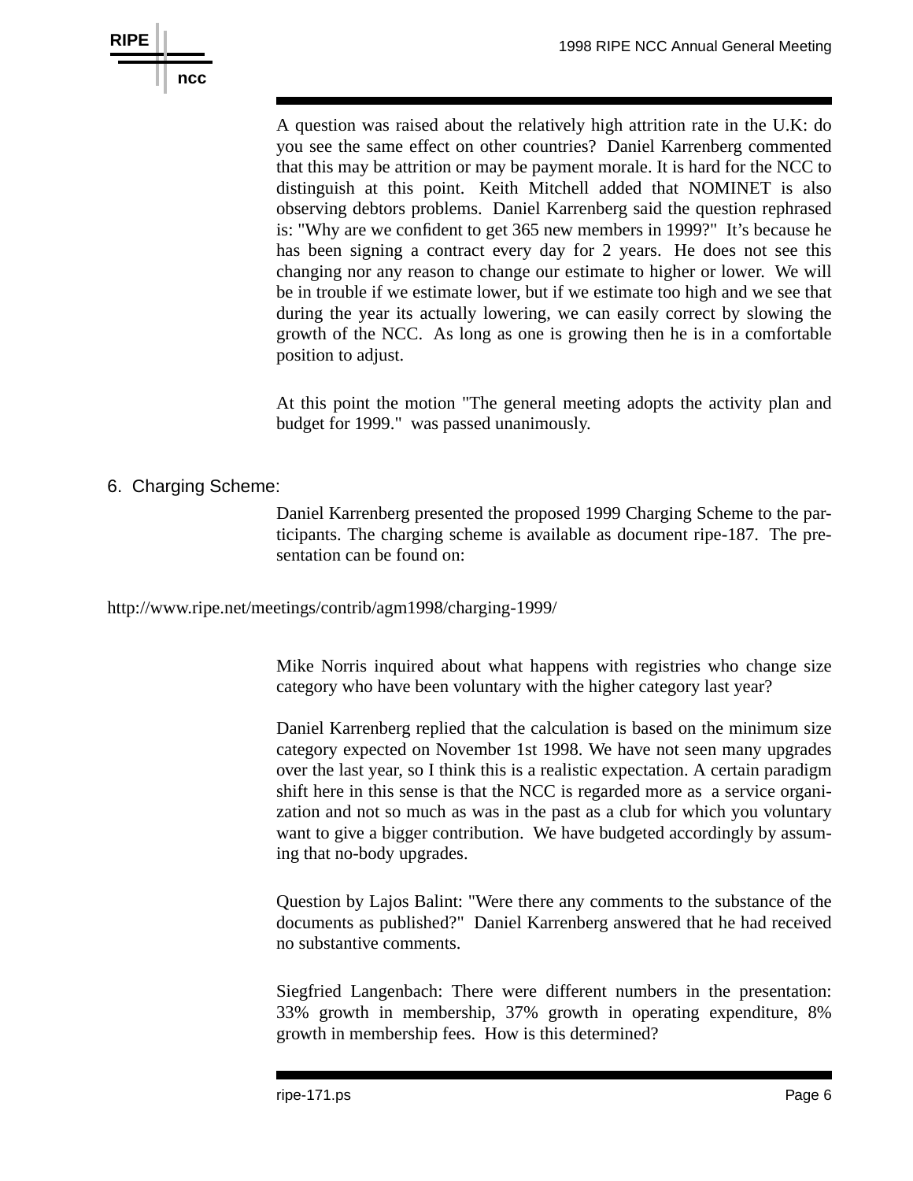A question was raised about the relatively high attrition rate in the U.K: do you see the same effect on other countries? Daniel Karrenberg commented that this may be attrition or may be payment morale. It is hard for the NCC to distinguish at this point. Keith Mitchell added that NOMINET is also observing debtors problems. Daniel Karrenberg said the question rephrased is: "Why are we confident to get 365 new members in 1999?" It's because he has been signing a contract every day for 2 years. He does not see this changing nor any reason to change our estimate to higher or lower. We will be in trouble if we estimate lower, but if we estimate too high and we see that during the year its actually lowering, we can easily correct by slowing the growth of the NCC. As long as one is growing then he is in a comfortable position to adjust.

At this point the motion "The general meeting adopts the activity plan and budget for 1999." was passed unanimously.

## 6. Charging Scheme:

Daniel Karrenberg presented the proposed 1999 Charging Scheme to the participants. The charging scheme is available as document ripe-187. The presentation can be found on:

http://www.ripe.net/meetings/contrib/agm1998/charging-1999/

Mike Norris inquired about what happens with registries who change size category who have been voluntary with the higher category last year?

Daniel Karrenberg replied that the calculation is based on the minimum size category expected on November 1st 1998. We have not seen many upgrades over the last year, so I think this is a realistic expectation. A certain paradigm shift here in this sense is that the NCC is regarded more as a service organization and not so much as was in the past as a club for which you voluntary want to give a bigger contribution. We have budgeted accordingly by assuming that no-body upgrades.

Question by Lajos Balint: "Were there any comments to the substance of the documents as published?" Daniel Karrenberg answered that he had received no substantive comments.

Siegfried Langenbach: There were different numbers in the presentation: 33% growth in membership, 37% growth in operating expenditure, 8% growth in membership fees. How is this determined?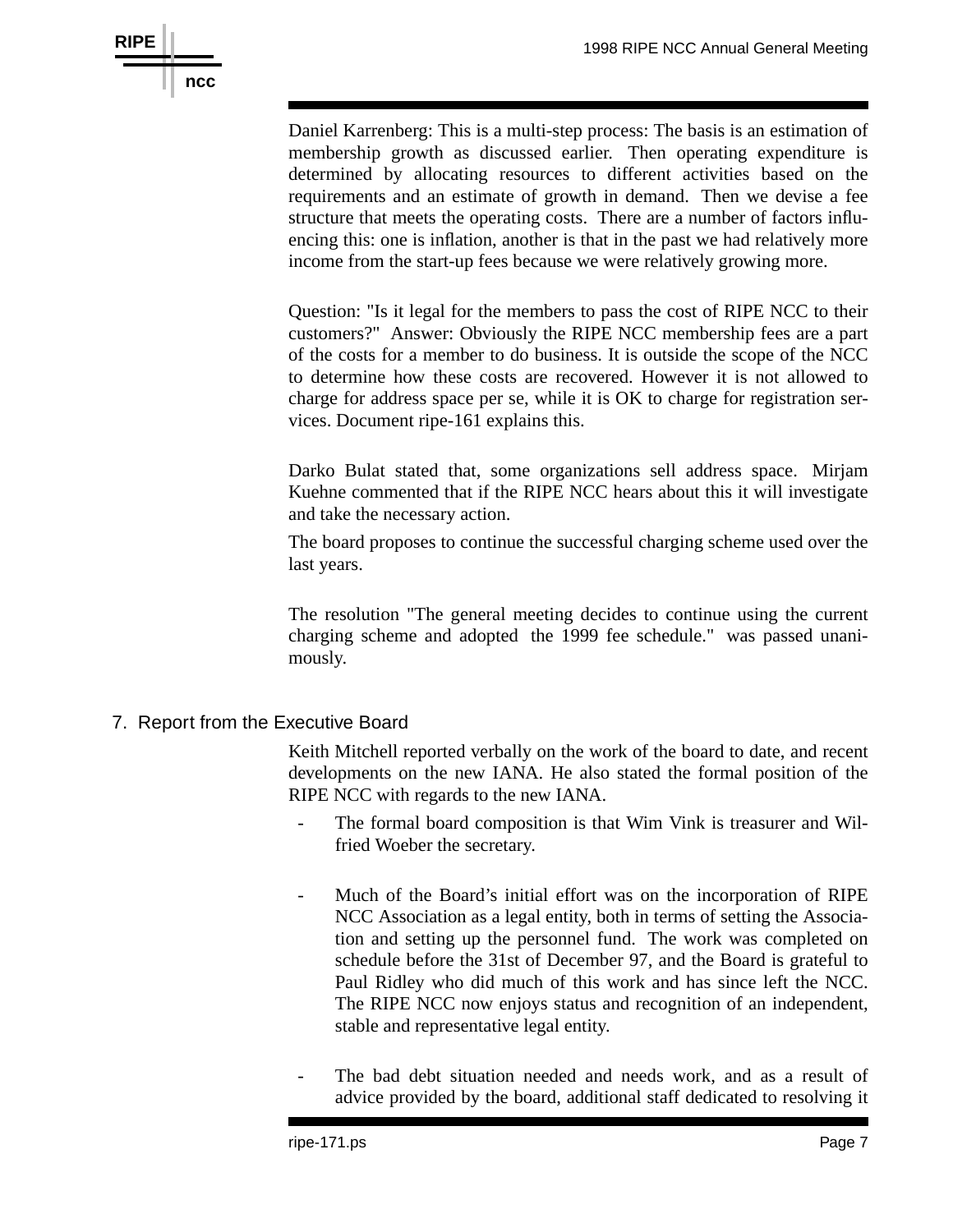Daniel Karrenberg: This is a multi-step process: The basis is an estimation of membership growth as discussed earlier. Then operating expenditure is determined by allocating resources to different activities based on the requirements and an estimate of growth in demand. Then we devise a fee structure that meets the operating costs. There are a number of factors influencing this: one is inflation, another is that in the past we had relatively more income from the start-up fees because we were relatively growing more.

Question: "Is it legal for the members to pass the cost of RIPE NCC to their customers?" Answer: Obviously the RIPE NCC membership fees are a part of the costs for a member to do business. It is outside the scope of the NCC to determine how these costs are recovered. However it is not allowed to charge for address space per se, while it is OK to charge for registration services. Document ripe-161 explains this.

Darko Bulat stated that, some organizations sell address space. Mirjam Kuehne commented that if the RIPE NCC hears about this it will investigate and take the necessary action.

The board proposes to continue the successful charging scheme used over the last years.

The resolution "The general meeting decides to continue using the current charging scheme and adopted the 1999 fee schedule." was passed unanimously.

## 7. Report from the Executive Board

Keith Mitchell reported verbally on the work of the board to date, and recent developments on the new IANA. He also stated the formal position of the RIPE NCC with regards to the new IANA.

- The formal board composition is that Wim Vink is treasurer and Wilfried Woeber the secretary.

- Much of the Board's initial effort was on the incorporation of RIPE NCC Association as a legal entity, both in terms of setting the Association and setting up the personnel fund. The work was completed on schedule before the 31st of December 97, and the Board is grateful to Paul Ridley who did much of this work and has since left the NCC. The RIPE NCC now enjoys status and recognition of an independent, stable and representative legal entity.

- The bad debt situation needed and needs work, and as a result of advice provided by the board, additional staff dedicated to resolving it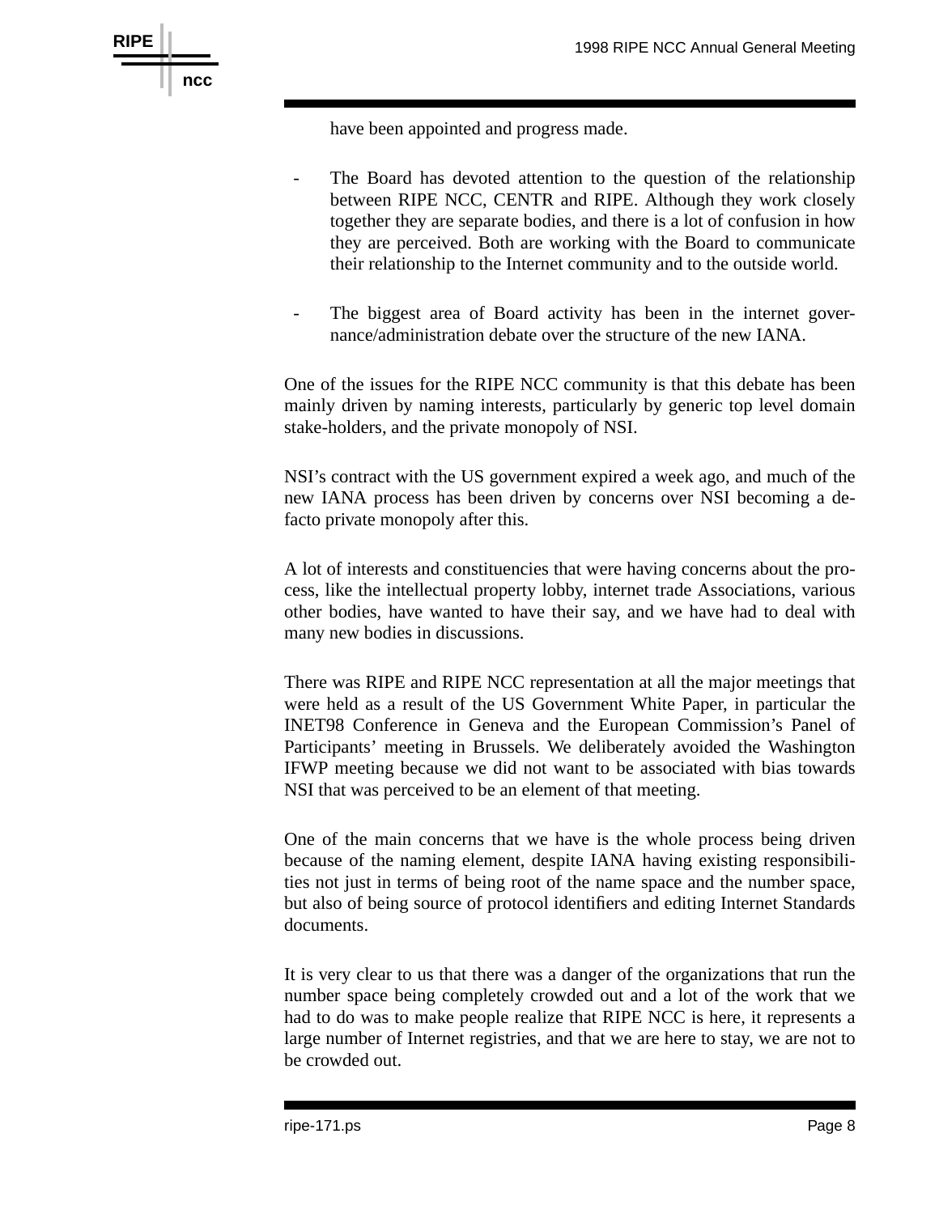have been appointed and progress made.

- The Board has devoted attention to the question of the relationship between RIPE NCC, CENTR and RIPE. Although they work closely together they are separate bodies, and there is a lot of confusion in how they are perceived. Both are working with the Board to communicate their relationship to the Internet community and to the outside world.

- The biggest area of Board activity has been in the internet governance/administration debate over the structure of the new IANA.

One of the issues for the RIPE NCC community is that this debate has been mainly driven by naming interests, particularly by generic top level domain stake-holders, and the private monopoly of NSI.

NSI's contract with the US government expired a week ago, and much of the new IANA process has been driven by concerns over NSI becoming a defacto private monopoly after this.

A lot of interests and constituencies that were having concerns about the process, like the intellectual property lobby, internet trade Associations, various other bodies, have wanted to have their say, and we have had to deal with many new bodies in discussions.

There was RIPE and RIPE NCC representation at all the major meetings that were held as a result of the US Government White Paper, in particular the INET98 Conference in Geneva and the European Commission's Panel of Participants' meeting in Brussels. We deliberately avoided the Washington IFWP meeting because we did not want to be associated with bias towards NSI that was perceived to be an element of that meeting.

One of the main concerns that we have is the whole process being driven because of the naming element, despite IANA having existing responsibilities not just in terms of being root of the name space and the number space, but also of being source of protocol identifiers and editing Internet Standards documents.

It is very clear to us that there was a danger of the organizations that run the number space being completely crowded out and a lot of the work that we had to do was to make people realize that RIPE NCC is here, it represents a large number of Internet registries, and that we are here to stay, we are not to be crowded out.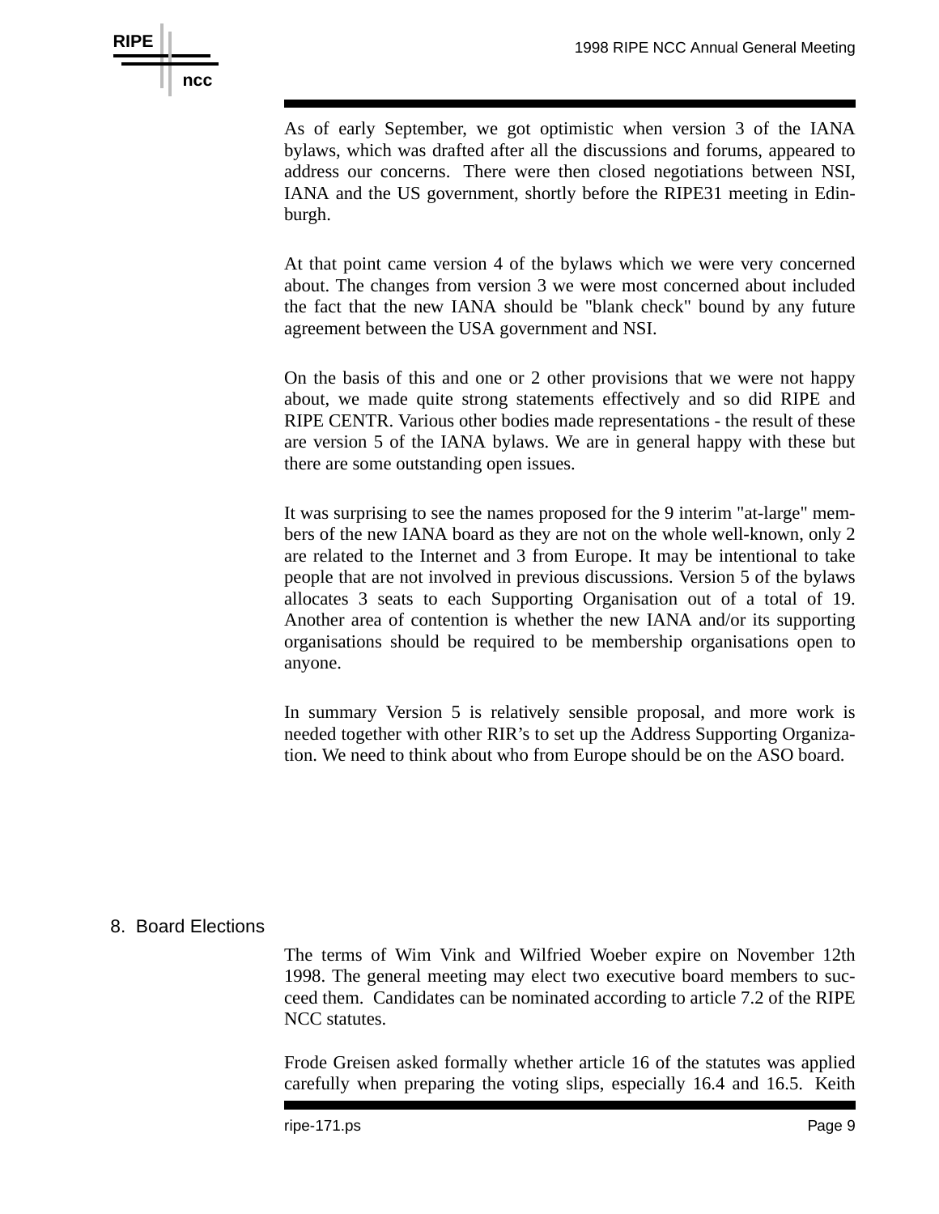As of early September, we got optimistic when version 3 of the IANA bylaws, which was drafted after all the discussions and forums, appeared to address our concerns. There were then closed negotiations between NSI, IANA and the US government, shortly before the RIPE31 meeting in Edinburgh.

At that point came version 4 of the bylaws which we were very concerned about. The changes from version 3 we were most concerned about included the fact that the new IANA should be "blank check" bound by any future agreement between the USA government and NSI.

On the basis of this and one or 2 other provisions that we were not happy about, we made quite strong statements effectively and so did RIPE and RIPE CENTR. Various other bodies made representations - the result of these are version 5 of the IANA bylaws. We are in general happy with these but there are some outstanding open issues.

It was surprising to see the names proposed for the 9 interim "at-large" members of the new IANA board as they are not on the whole well-known, only 2 are related to the Internet and 3 from Europe. It may be intentional to take people that are not involved in previous discussions. Version 5 of the bylaws allocates 3 seats to each Supporting Organisation out of a total of 19. Another area of contention is whether the new IANA and/or its supporting organisations should be required to be membership organisations open to anyone.

In summary Version 5 is relatively sensible proposal, and more work is needed together with other RIR's to set up the Address Supporting Organization. We need to think about who from Europe should be on the ASO board.

## 8. Board Elections

The terms of Wim Vink and Wilfried Woeber expire on November 12th 1998. The general meeting may elect two executive board members to succeed them. Candidates can be nominated according to article 7.2 of the RIPE NCC statutes.

Frode Greisen asked formally whether article 16 of the statutes was applied carefully when preparing the voting slips, especially 16.4 and 16.5. Keith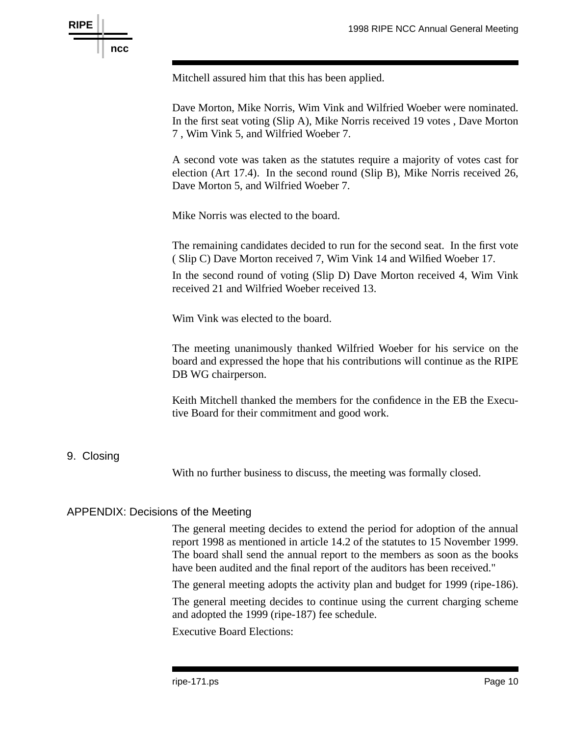Mitchell assured him that this has been applied.

Dave Morton, Mike Norris, Wim Vink and Wilfried Woeber were nominated. In the first seat voting (Slip A), Mike Norris received 19 votes , Dave Morton 7 , Wim Vink 5, and Wilfried Woeber 7.

A second vote was taken as the statutes require a majority of votes cast for election (Art 17.4). In the second round (Slip B), Mike Norris received 26, Dave Morton 5, and Wilfried Woeber 7.

Mike Norris was elected to the board.

The remaining candidates decided to run for the second seat. In the first vote ( Slip C) Dave Morton received 7, Wim Vink 14 and Wilfied Woeber 17.

In the second round of voting (Slip D) Dave Morton received 4, Wim Vink received 21 and Wilfried Woeber received 13.

Wim Vink was elected to the board.

The meeting unanimously thanked Wilfried Woeber for his service on the board and expressed the hope that his contributions will continue as the RIPE DB WG chairperson.

Keith Mitchell thanked the members for the confidence in the EB the Executive Board for their commitment and good work.

## 9. Closing

With no further business to discuss, the meeting was formally closed.

## APPENDIX: Decisions of the Meeting

The general meeting decides to extend the period for adoption of the annual report 1998 as mentioned in article 14.2 of the statutes to 15 November 1999. The board shall send the annual report to the members as soon as the books have been audited and the final report of the auditors has been received."

The general meeting adopts the activity plan and budget for 1999 (ripe-186).

The general meeting decides to continue using the current charging scheme and adopted the 1999 (ripe-187) fee schedule.

Executive Board Elections: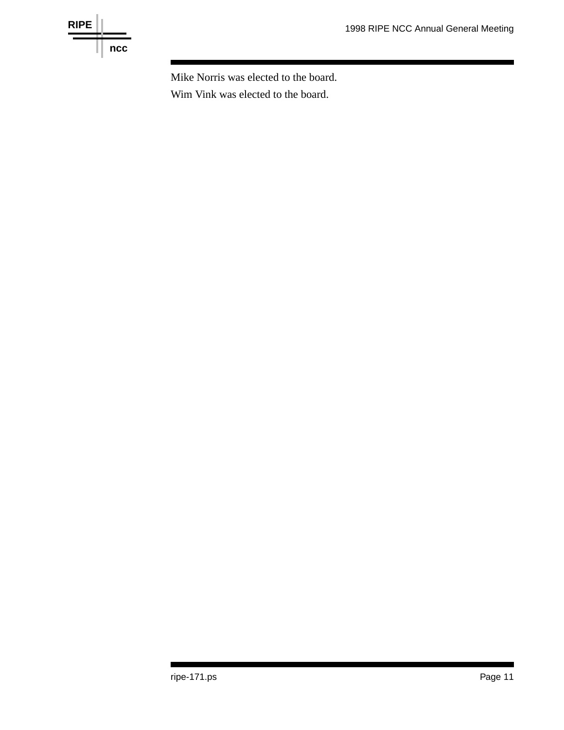Mike Norris was elected to the board.

Wim Vink was elected to the board.